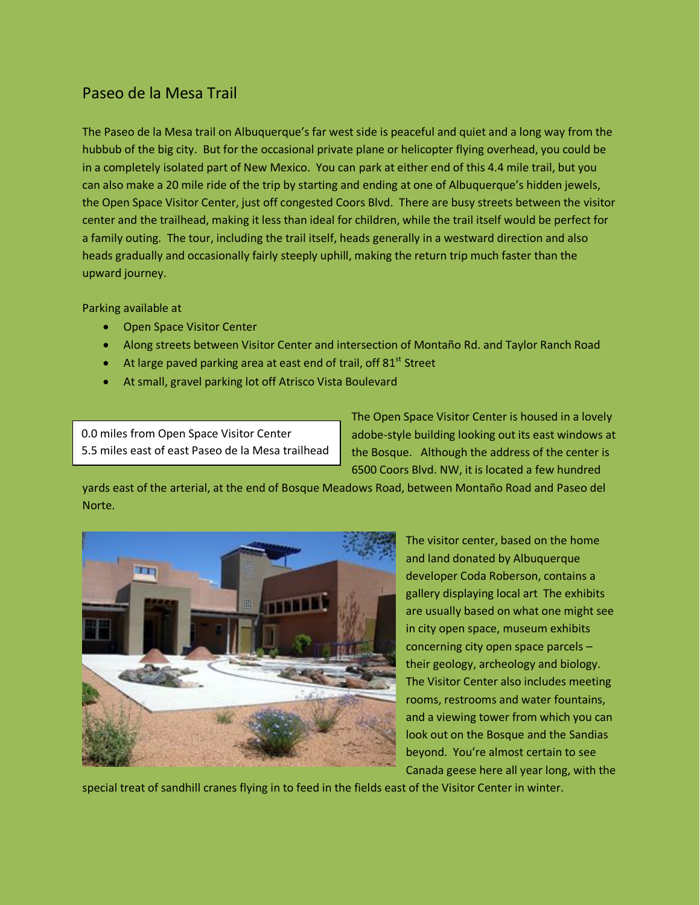## Paseo de la Mesa Trail

The Paseo de la Mesa trail on Albuquerque's far west side is peaceful and quiet and a long way from the hubbub of the big city. But for the occasional private plane or helicopter flying overhead, you could be in a completely isolated part of New Mexico. You can park at either end of this 4.4 mile trail, but you can also make a 20 mile ride of the trip by starting and ending at one of Albuquerque's hidden jewels, the Open Space Visitor Center, just off congested Coors Blvd. There are busy streets between the visitor center and the trailhead, making it less than ideal for children, while the trail itself would be perfect for a family outing. The tour, including the trail itself, heads generally in a westward direction and also heads gradually and occasionally fairly steeply uphill, making the return trip much faster than the upward journey.

Parking available at

- Open Space Visitor Center
- Along streets between Visitor Center and intersection of Montaño Rd. and Taylor Ranch Road
- At large paved parking area at east end of trail, off 81st Street
- At small, gravel parking lot off Atrisco Vista Boulevard

0.0 miles from Open Space Visitor Center
5.5 miles east of east Paseo de la Mesa trailhead

The Open Space Visitor Center is housed in a lovely adobe-style building looking out its east windows at the Bosque. Although the address of the center is 6500 Coors Blvd. NW, it is located a few hundred yards east of the arterial, at the end of Bosque Meadows Road, between Montaño Road and Paseo del Norte.

The visitor center, based on the home and land donated by Albuquerque developer Coda Roberson, contains a gallery displaying local art The exhibits are usually based on what one might see in city open space, museum exhibits concerning city open space parcels – their geology, archeology and biology. The Visitor Center also includes meeting rooms, restrooms and water fountains, and a viewing tower from which you can look out on the Bosque and the Sandias beyond. You're almost certain to see Canada geese here all year long, with the special treat of sandhill cranes flying in to feed in the fields east of the Visitor Center in winter.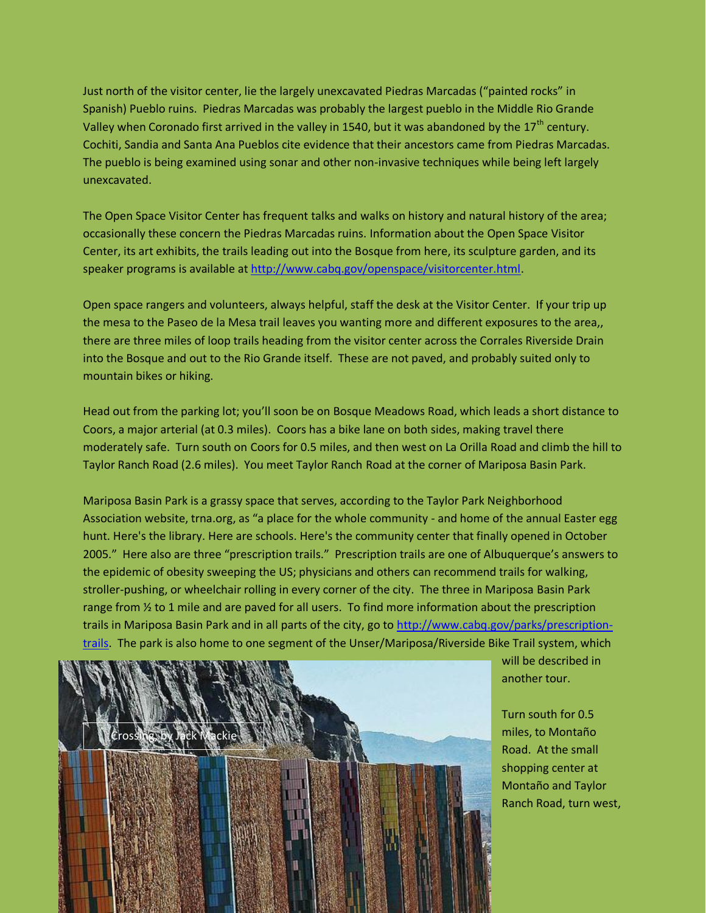Just north of the visitor center, lie the largely unexcavated Piedras Marcadas ("painted rocks" in Spanish) Pueblo ruins. Piedras Marcadas was probably the largest pueblo in the Middle Rio Grande Valley when Coronado first arrived in the valley in 1540, but it was abandoned by the 17th century. Cochiti, Sandia and Santa Ana Pueblos cite evidence that their ancestors came from Piedras Marcadas. The pueblo is being examined using sonar and other non-invasive techniques while being left largely unexcavated.

The Open Space Visitor Center has frequent talks and walks on history and natural history of the area; occasionally these concern the Piedras Marcadas ruins. Information about the Open Space Visitor Center, its art exhibits, the trails leading out into the Bosque from here, its sculpture garden, and its speaker programs is available at [http://www.cabq.gov/openspace/visitorcenter.html](http://www.cabq.gov/openspace/visitorcenter.html).

Open space rangers and volunteers, always helpful, staff the desk at the Visitor Center. If your trip up the mesa to the Paseo de la Mesa trail leaves you wanting more and different exposures to the area,, there are three miles of loop trails heading from the visitor center across the Corrales Riverside Drain into the Bosque and out to the Rio Grande itself. These are not paved, and probably suited only to mountain bikes or hiking.

Head out from the parking lot; you'll soon be on Bosque Meadows Road, which leads a short distance to Coors, a major arterial (at 0.3 miles). Coors has a bike lane on both sides, making travel there moderately safe. Turn south on Coors for 0.5 miles, and then west on La Orilla Road and climb the hill to Taylor Ranch Road (2.6 miles). You meet Taylor Ranch Road at the corner of Mariposa Basin Park.

Mariposa Basin Park is a grassy space that serves, according to the Taylor Park Neighborhood Association website, trna.org, as "a place for the whole community - and home of the annual Easter egg hunt. Here's the library. Here are schools. Here's the community center that finally opened in October 2005." Here also are three "prescription trails." Prescription trails are one of Albuquerque's answers to the epidemic of obesity sweeping the US; physicians and others can recommend trails for walking, stroller-pushing, or wheelchair rolling in every corner of the city. The three in Mariposa Basin Park range from ½ to 1 mile and are paved for all users. To find more information about the prescription trails in Mariposa Basin Park and in all parts of the city, go to [http://www.cabq.gov/parks/prescription-trails](http://www.cabq.gov/parks/prescription-trails). The park is also home to one segment of the Unser/Mariposa/Riverside Bike Trail system, which will be described in another tour.

Crossing, by Jack Mackie

Turn south for 0.5 miles, to Montaño Road. At the small shopping center at Montaño and Taylor Ranch Road, turn west,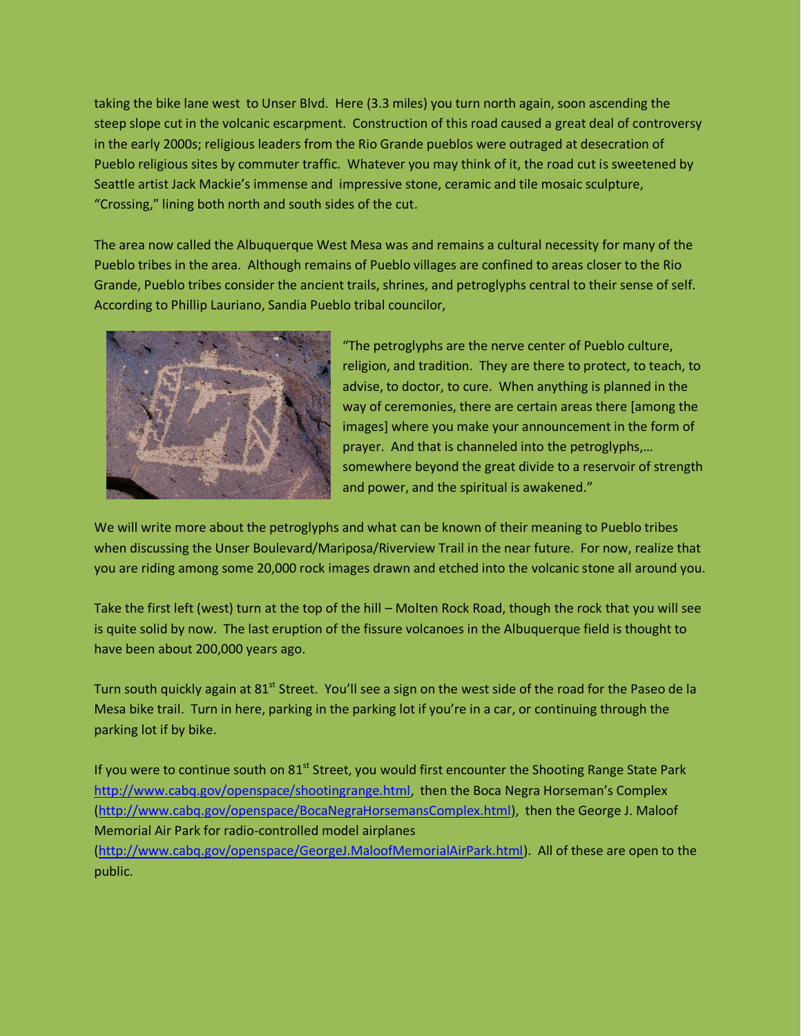taking the bike lane west to Unser Blvd. Here (3.3 miles) you turn north again, soon ascending the steep slope cut in the volcanic escarpment. Construction of this road caused a great deal of controversy in the early 2000s; religious leaders from the Rio Grande pueblos were outraged at desecration of Pueblo religious sites by commuter traffic. Whatever you may think of it, the road cut is sweetened by Seattle artist Jack Mackie's immense and impressive stone, ceramic and tile mosaic sculpture, "Crossing," lining both north and south sides of the cut.

The area now called the Albuquerque West Mesa was and remains a cultural necessity for many of the Pueblo tribes in the area. Although remains of Pueblo villages are confined to areas closer to the Rio Grande, Pueblo tribes consider the ancient trails, shrines, and petroglyphs central to their sense of self. According to Phillip Lauriano, Sandia Pueblo tribal councilor,

"The petroglyphs are the nerve center of Pueblo culture, religion, and tradition. They are there to protect, to teach, to advise, to doctor, to cure. When anything is planned in the way of ceremonies, there are certain areas there [among the images] where you make your announcement in the form of prayer. And that is channeled into the petroglyphs,… somewhere beyond the great divide to a reservoir of strength and power, and the spiritual is awakened."

We will write more about the petroglyphs and what can be known of their meaning to Pueblo tribes when discussing the Unser Boulevard/Mariposa/Riverview Trail in the near future. For now, realize that you are riding among some 20,000 rock images drawn and etched into the volcanic stone all around you.

Take the first left (west) turn at the top of the hill – Molten Rock Road, though the rock that you will see is quite solid by now. The last eruption of the fissure volcanoes in the Albuquerque field is thought to have been about 200,000 years ago.

Turn south quickly again at 81st Street. You'll see a sign on the west side of the road for the Paseo de la Mesa bike trail. Turn in here, parking in the parking lot if you're in a car, or continuing through the parking lot if by bike.

If you were to continue south on 81st Street, you would first encounter the Shooting Range State Park http://www.cabq.gov/openspace/shootingrange.html, then the Boca Negra Horseman's Complex (http://www.cabq.gov/openspace/BocaNegraHorsemansComplex.html), then the George J. Maloof Memorial Air Park for radio-controlled model airplanes (http://www.cabq.gov/openspace/GeorgeJ.MaloofMemorialAirPark.html). All of these are open to the public.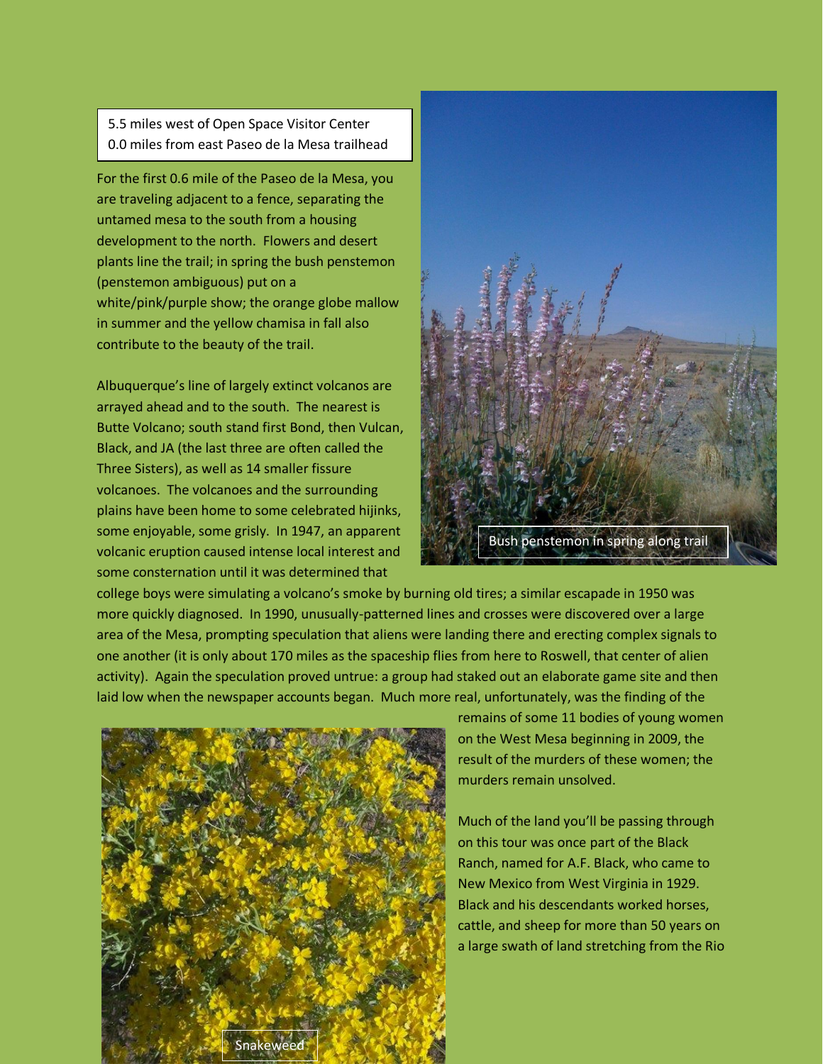5.5 miles west of Open Space Visitor Center
0.0 miles from east Paseo de la Mesa trailhead

For the first 0.6 mile of the Paseo de la Mesa, you are traveling adjacent to a fence, separating the untamed mesa to the south from a housing development to the north. Flowers and desert plants line the trail; in spring the bush penstemon (penstemon ambiguous) put on a white/pink/purple show; the orange globe mallow in summer and the yellow chamisa in fall also contribute to the beauty of the trail.

Bush penstemon in spring along trail

Albuquerque's line of largely extinct volcanos are arrayed ahead and to the south. The nearest is Butte Volcano; south stand first Bond, then Vulcan, Black, and JA (the last three are often called the Three Sisters), as well as 14 smaller fissure volcanoes. The volcanoes and the surrounding plains have been home to some celebrated hijinks, some enjoyable, some grisly. In 1947, an apparent volcanic eruption caused intense local interest and some consternation until it was determined that college boys were simulating a volcano's smoke by burning old tires; a similar escapade in 1950 was more quickly diagnosed. In 1990, unusually-patterned lines and crosses were discovered over a large area of the Mesa, prompting speculation that aliens were landing there and erecting complex signals to one another (it is only about 170 miles as the spaceship flies from here to Roswell, that center of alien activity). Again the speculation proved untrue: a group had staked out an elaborate game site and then laid low when the newspaper accounts began. Much more real, unfortunately, was the finding of the remains of some 11 bodies of young women on the West Mesa beginning in 2009, the result of the murders of these women; the murders remain unsolved.

Much of the land you'll be passing through on this tour was once part of the Black Ranch, named for A.F. Black, who came to New Mexico from West Virginia in 1929. Black and his descendants worked horses, cattle, and sheep for more than 50 years on a large swath of land stretching from the Rio

Snakeweed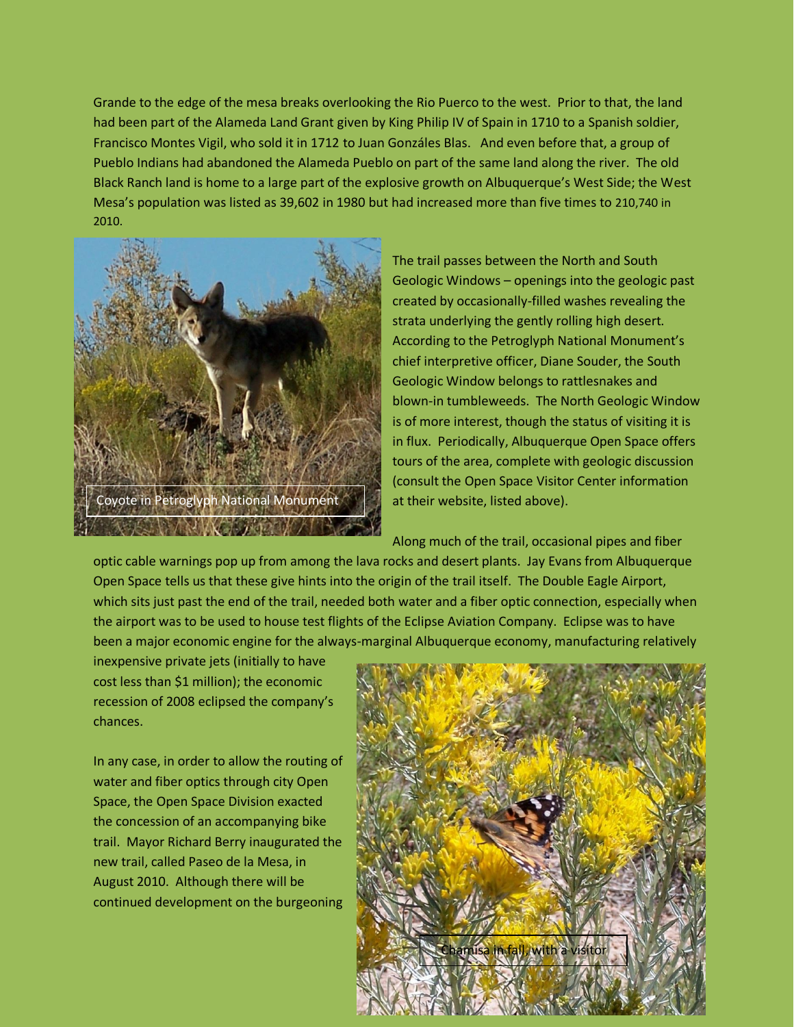Grande to the edge of the mesa breaks overlooking the Rio Puerco to the west. Prior to that, the land had been part of the Alameda Land Grant given by King Philip IV of Spain in 1710 to a Spanish soldier, Francisco Montes Vigil, who sold it in 1712 to Juan Gonzáles Blas. And even before that, a group of Pueblo Indians had abandoned the Alameda Pueblo on part of the same land along the river. The old Black Ranch land is home to a large part of the explosive growth on Albuquerque's West Side; the West Mesa's population was listed as 39,602 in 1980 but had increased more than five times to 210,740 in 2010.

Coyote in Petroglyph National Monument

The trail passes between the North and South Geologic Windows – openings into the geologic past created by occasionally-filled washes revealing the strata underlying the gently rolling high desert. According to the Petroglyph National Monument's chief interpretive officer, Diane Souder, the South Geologic Window belongs to rattlesnakes and blown-in tumbleweeds. The North Geologic Window is of more interest, though the status of visiting it is in flux. Periodically, Albuquerque Open Space offers tours of the area, complete with geologic discussion (consult the Open Space Visitor Center information at their website, listed above).

Along much of the trail, occasional pipes and fiber optic cable warnings pop up from among the lava rocks and desert plants. Jay Evans from Albuquerque Open Space tells us that these give hints into the origin of the trail itself. The Double Eagle Airport, which sits just past the end of the trail, needed both water and a fiber optic connection, especially when the airport was to be used to house test flights of the Eclipse Aviation Company. Eclipse was to have been a major economic engine for the always-marginal Albuquerque economy, manufacturing relatively inexpensive private jets (initially to have cost less than $1 million); the economic recession of 2008 eclipsed the company's chances.

In any case, in order to allow the routing of water and fiber optics through city Open Space, the Open Space Division exacted the concession of an accompanying bike trail. Mayor Richard Berry inaugurated the new trail, called Paseo de la Mesa, in August 2010. Although there will be continued development on the burgeoning

Chamisa in fall, with a visitor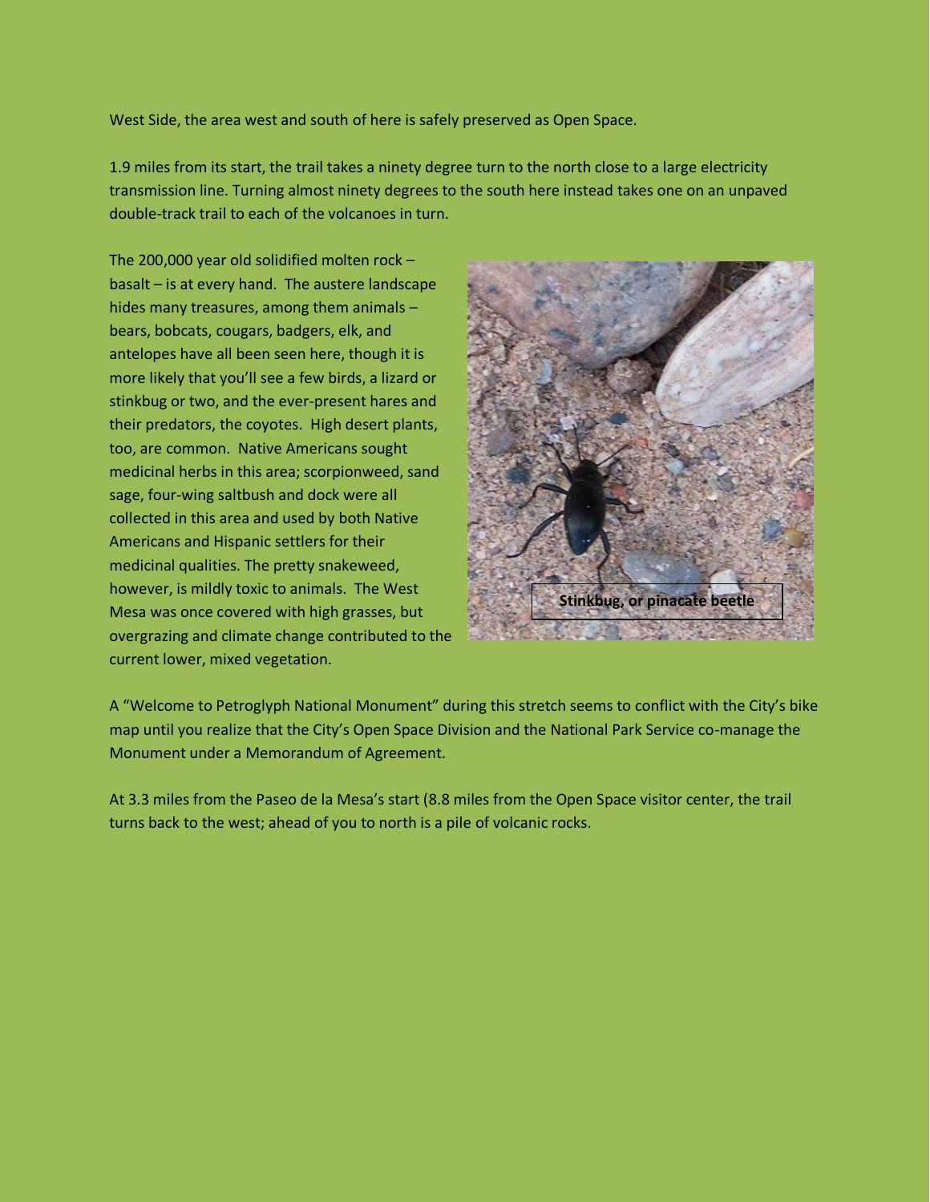West Side, the area west and south of here is safely preserved as Open Space.

1.9 miles from its start, the trail takes a ninety degree turn to the north close to a large electricity transmission line. Turning almost ninety degrees to the south here instead takes one on an unpaved double-track trail to each of the volcanoes in turn.

The 200,000 year old solidified molten rock – basalt – is at every hand. The austere landscape hides many treasures, among them animals – bears, bobcats, cougars, badgers, elk, and antelopes have all been seen here, though it is more likely that you'll see a few birds, a lizard or stinkbug or two, and the ever-present hares and their predators, the coyotes. High desert plants, too, are common. Native Americans sought medicinal herbs in this area; scorpionweed, sand sage, four-wing saltbush and dock were all collected in this area and used by both Native Americans and Hispanic settlers for their medicinal qualities. The pretty snakeweed, however, is mildly toxic to animals. The West Mesa was once covered with high grasses, but overgrazing and climate change contributed to the current lower, mixed vegetation.

**Stinkbug, or pinacate beetle**

A "Welcome to Petroglyph National Monument" during this stretch seems to conflict with the City's bike map until you realize that the City's Open Space Division and the National Park Service co-manage the Monument under a Memorandum of Agreement.

At 3.3 miles from the Paseo de la Mesa's start (8.8 miles from the Open Space visitor center, the trail turns back to the west; ahead of you to north is a pile of volcanic rocks.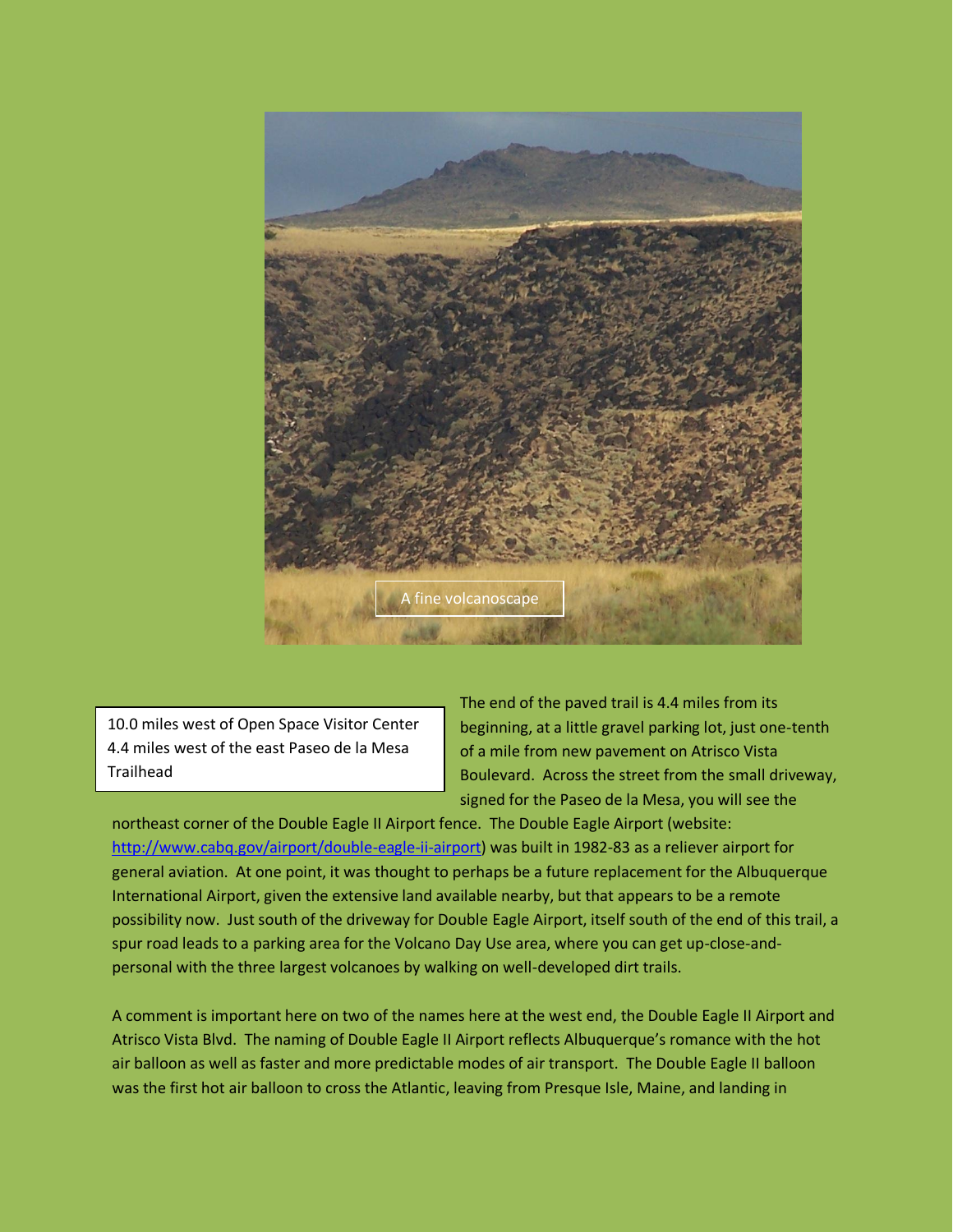A fine volcanoscape

10.0 miles west of Open Space Visitor Center
4.4 miles west of the east Paseo de la Mesa Trailhead

The end of the paved trail is 4.4 miles from its beginning, at a little gravel parking lot, just one-tenth of a mile from new pavement on Atrisco Vista Boulevard. Across the street from the small driveway, signed for the Paseo de la Mesa, you will see the northeast corner of the Double Eagle II Airport fence. The Double Eagle Airport (website: http://www.cabq.gov/airport/double-eagle-ii-airport) was built in 1982-83 as a reliever airport for general aviation. At one point, it was thought to perhaps be a future replacement for the Albuquerque International Airport, given the extensive land available nearby, but that appears to be a remote possibility now. Just south of the driveway for Double Eagle Airport, itself south of the end of this trail, a spur road leads to a parking area for the Volcano Day Use area, where you can get up-close-and-personal with the three largest volcanoes by walking on well-developed dirt trails.

A comment is important here on two of the names here at the west end, the Double Eagle II Airport and Atrisco Vista Blvd. The naming of Double Eagle II Airport reflects Albuquerque's romance with the hot air balloon as well as faster and more predictable modes of air transport. The Double Eagle II balloon was the first hot air balloon to cross the Atlantic, leaving from Presque Isle, Maine, and landing in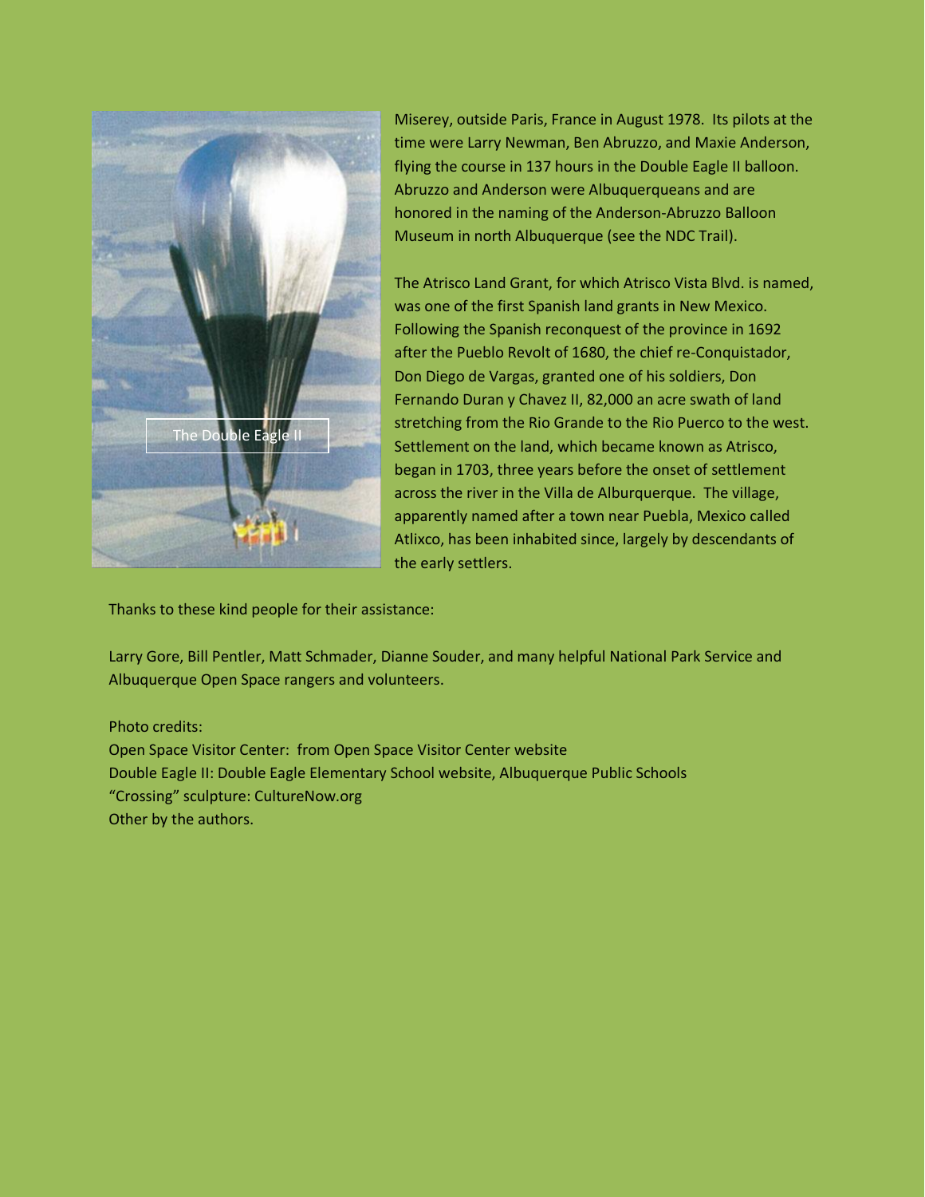The Double Eagle II

Miserey, outside Paris, France in August 1978. Its pilots at the time were Larry Newman, Ben Abruzzo, and Maxie Anderson, flying the course in 137 hours in the Double Eagle II balloon. Abruzzo and Anderson were Albuquerqueans and are honored in the naming of the Anderson-Abruzzo Balloon Museum in north Albuquerque (see the NDC Trail).

The Atrisco Land Grant, for which Atrisco Vista Blvd. is named, was one of the first Spanish land grants in New Mexico. Following the Spanish reconquest of the province in 1692 after the Pueblo Revolt of 1680, the chief re-Conquistador, Don Diego de Vargas, granted one of his soldiers, Don Fernando Duran y Chavez II, 82,000 an acre swath of land stretching from the Rio Grande to the Rio Puerco to the west. Settlement on the land, which became known as Atrisco, began in 1703, three years before the onset of settlement across the river in the Villa de Alburquerque. The village, apparently named after a town near Puebla, Mexico called Atlixco, has been inhabited since, largely by descendants of the early settlers.

Thanks to these kind people for their assistance:

Larry Gore, Bill Pentler, Matt Schmader, Dianne Souder, and many helpful National Park Service and Albuquerque Open Space rangers and volunteers.

Photo credits:
Open Space Visitor Center: from Open Space Visitor Center website
Double Eagle II: Double Eagle Elementary School website, Albuquerque Public Schools
"Crossing" sculpture: CultureNow.org
Other by the authors.